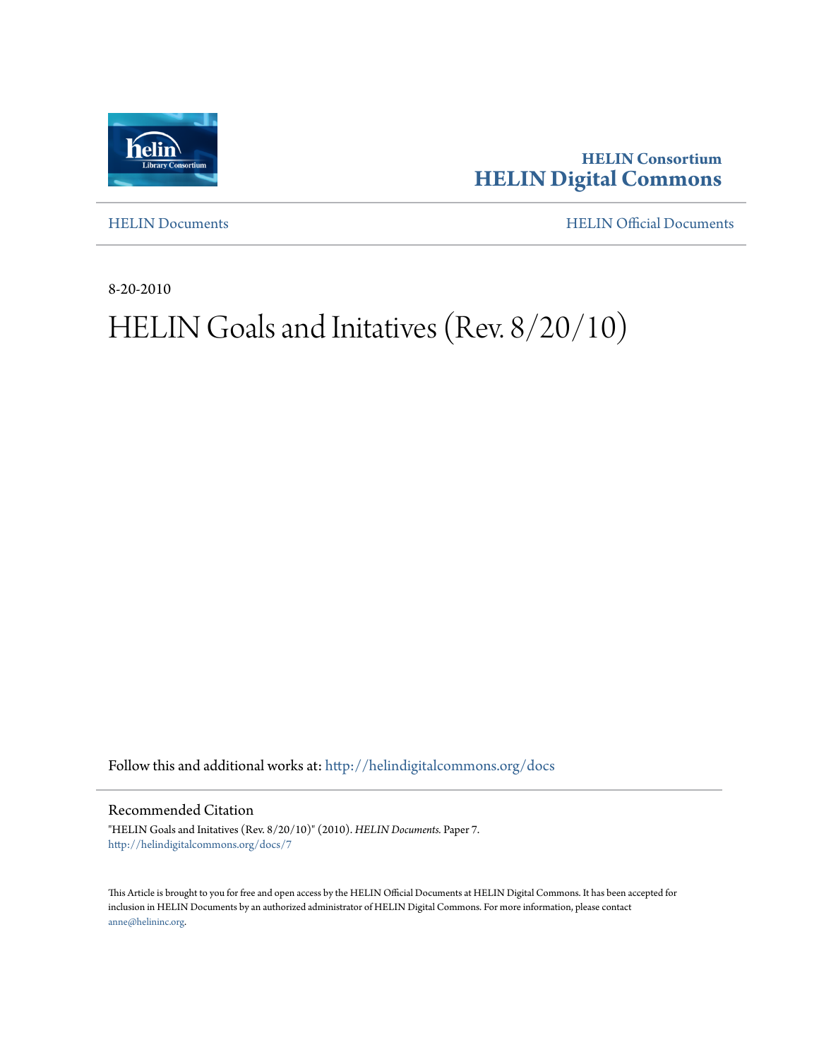**HELIN Consortium**
**HELIN Digital Commons**

HELIN Documents | HELIN Official Documents

8-20-2010

# HELIN Goals and Initatives (Rev. 8/20/10)

Follow this and additional works at: http://helindigitalcommons.org/docs

## Recommended Citation

"HELIN Goals and Initatives (Rev. 8/20/10)" (2010). *HELIN Documents.* Paper 7.
http://helindigitalcommons.org/docs/7

This Article is brought to you for free and open access by the HELIN Official Documents at HELIN Digital Commons. It has been accepted for inclusion in HELIN Documents by an authorized administrator of HELIN Digital Commons. For more information, please contact anne@helininc.org.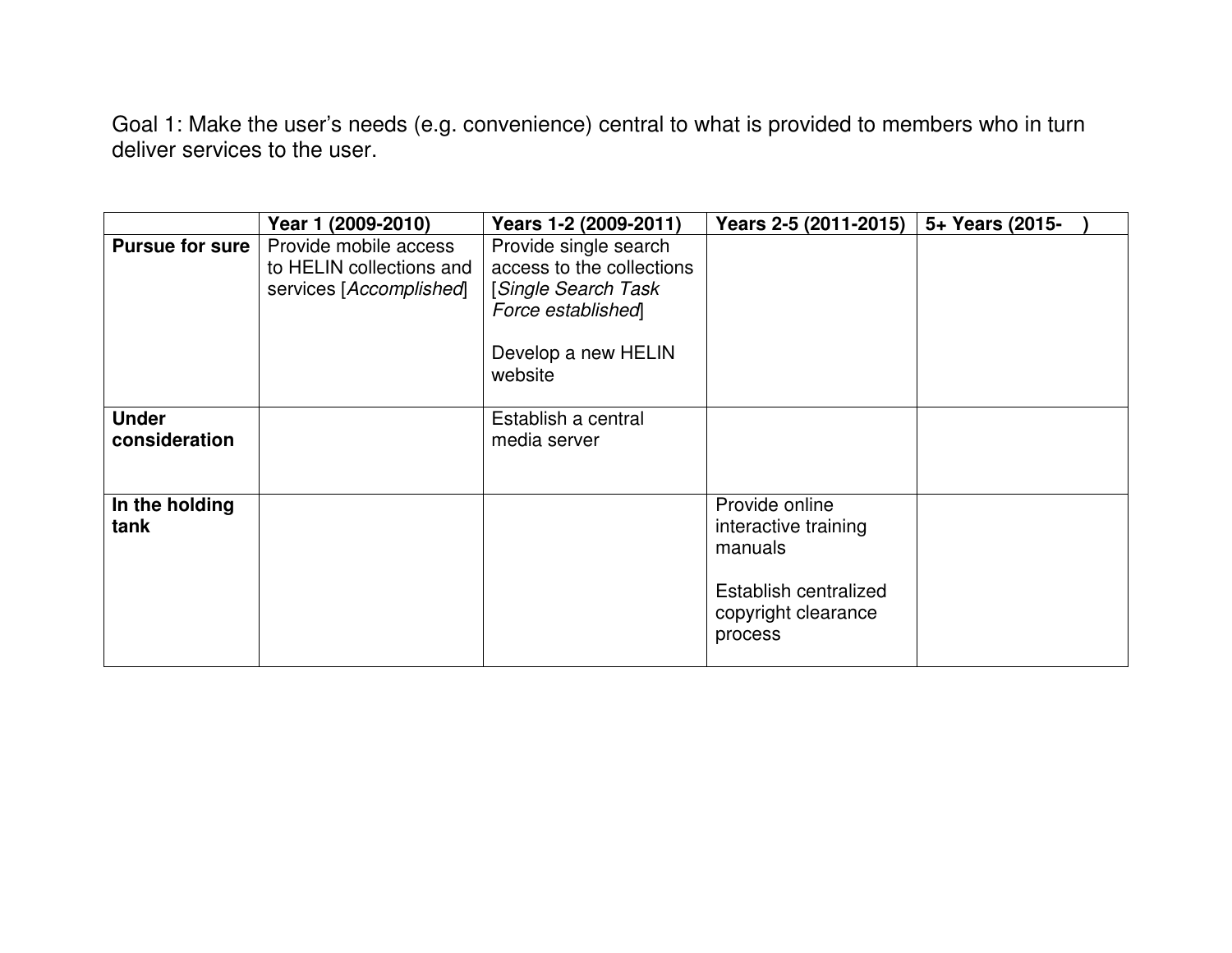Goal 1: Make the user's needs (e.g. convenience) central to what is provided to members who in turn deliver services to the user.

| | Year 1 (2009-2010) | Years 1-2 (2009-2011) | Years 2-5 (2011-2015) | 5+ Years (2015- ) |
|---|---|---|---|---|
| **Pursue for sure** | Provide mobile access to HELIN collections and services [*Accomplished*] | Provide single search access to the collections [*Single Search Task Force established*]<br><br>Develop a new HELIN website | | |
| **Under consideration** | | Establish a central media server | | |
| **In the holding tank** | | | Provide online interactive training manuals<br><br>Establish centralized copyright clearance process | |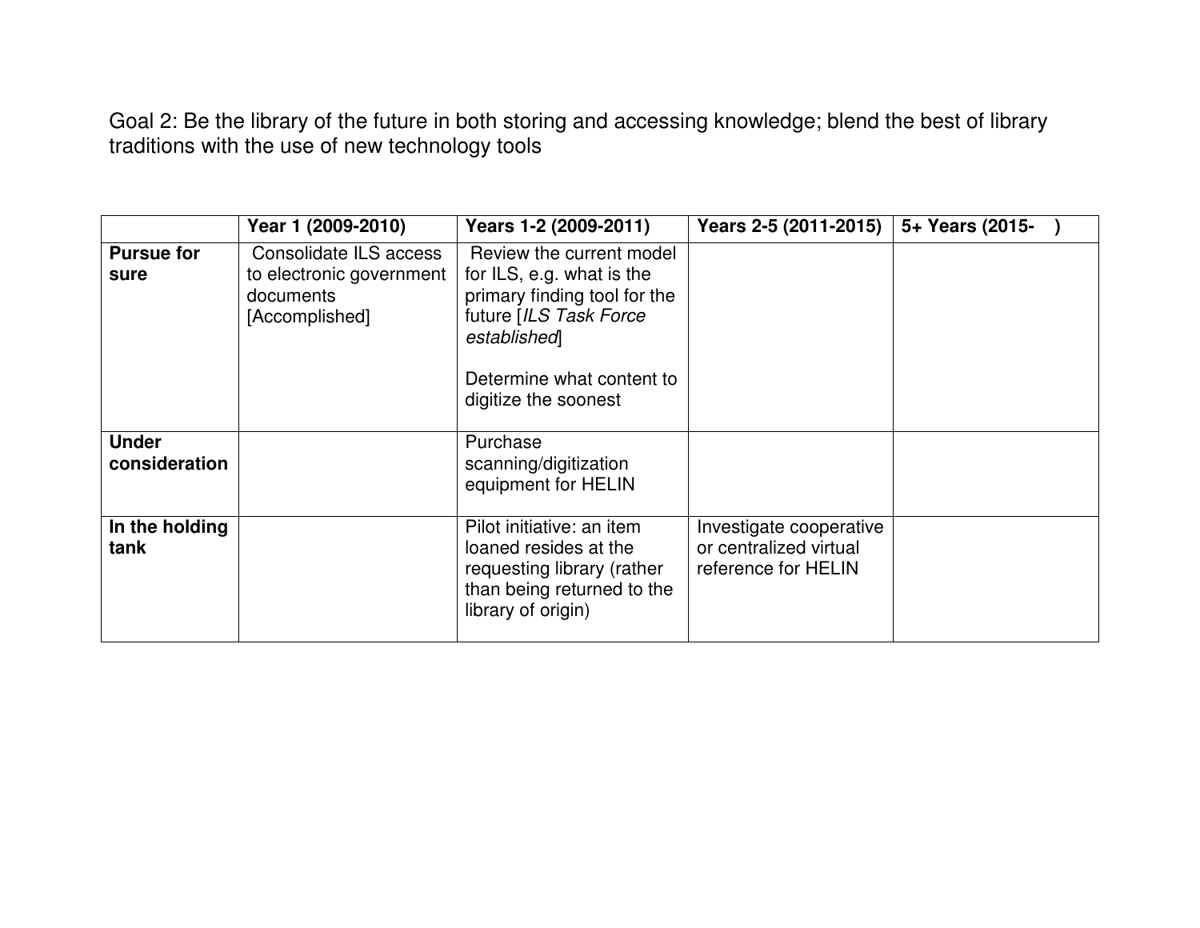Goal 2: Be the library of the future in both storing and accessing knowledge; blend the best of library traditions with the use of new technology tools

| | Year 1 (2009-2010) | Years 1-2 (2009-2011) | Years 2-5 (2011-2015) | 5+ Years (2015- ) |
|---|---|---|---|---|
| **Pursue for sure** | Consolidate ILS access to electronic government documents [Accomplished] | Review the current model for ILS, e.g. what is the primary finding tool for the future [*ILS Task Force established*]<br><br>Determine what content to digitize the soonest | | |
| **Under consideration** | | Purchase scanning/digitization equipment for HELIN | | |
| **In the holding tank** | | Pilot initiative: an item loaned resides at the requesting library (rather than being returned to the library of origin) | Investigate cooperative or centralized virtual reference for HELIN | |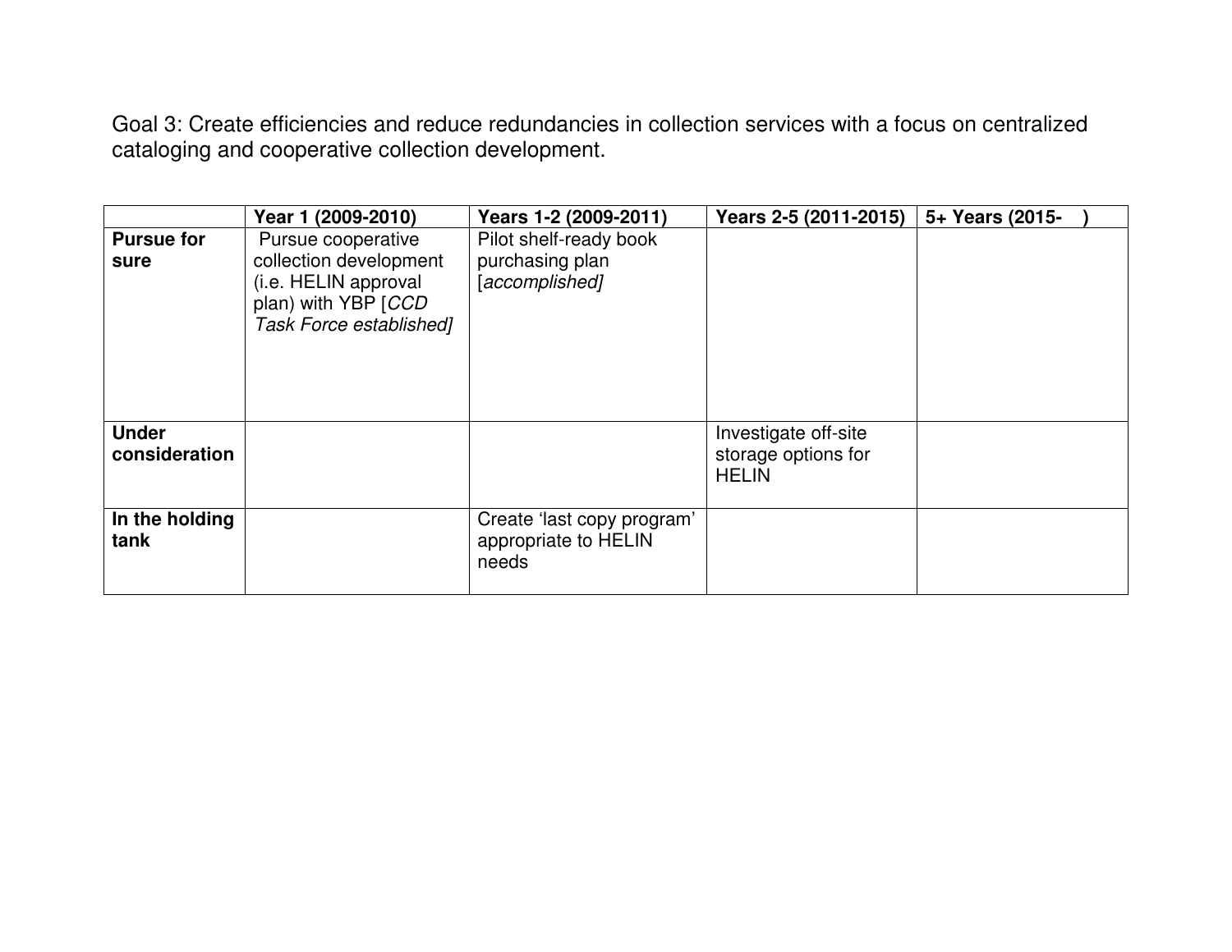Goal 3: Create efficiencies and reduce redundancies in collection services with a focus on centralized cataloging and cooperative collection development.

| | Year 1 (2009-2010) | Years 1-2 (2009-2011) | Years 2-5 (2011-2015) | 5+ Years (2015- ) |
|---|---|---|---|---|
| **Pursue for sure** | Pursue cooperative collection development (i.e. HELIN approval plan) with YBP [*CCD Task Force established]* | Pilot shelf-ready book purchasing plan [*accomplished]* | | |
| **Under consideration** | | | Investigate off-site storage options for HELIN | |
| **In the holding tank** | | Create 'last copy program' appropriate to HELIN needs | | |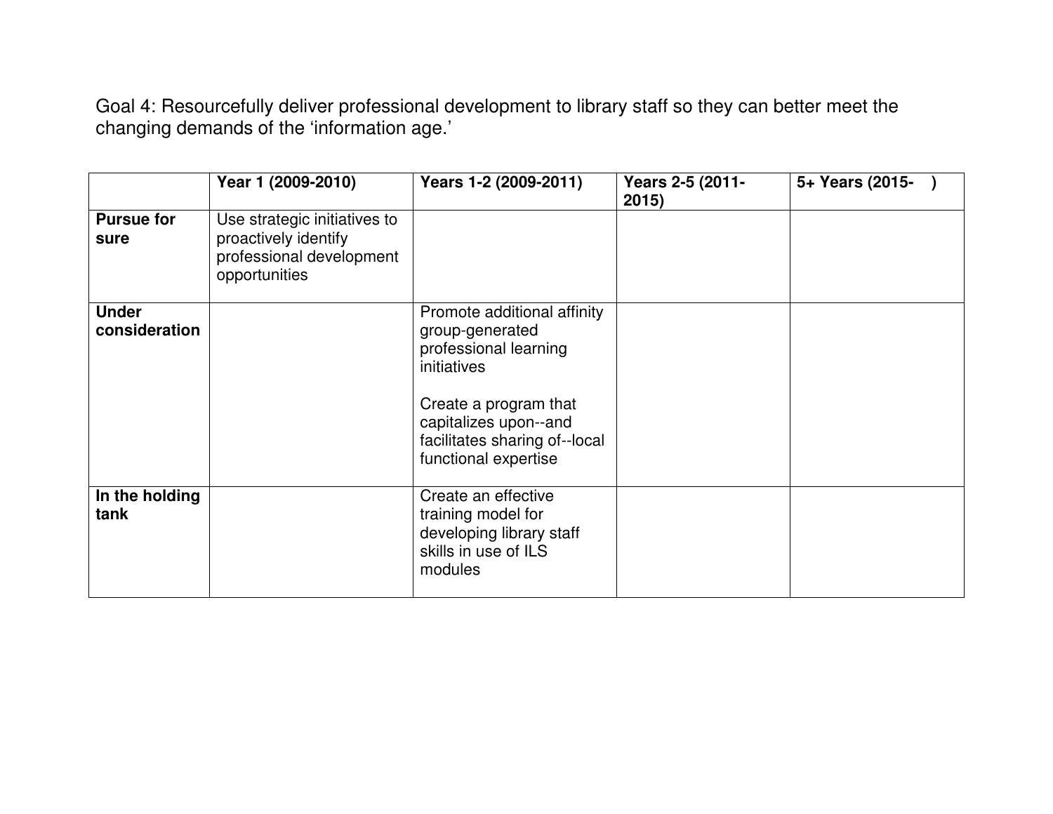Goal 4: Resourcefully deliver professional development to library staff so they can better meet the changing demands of the 'information age.'

| | Year 1 (2009-2010) | Years 1-2 (2009-2011) | Years 2-5 (2011-2015) | 5+ Years (2015- ) |
|---|---|---|---|---|
| **Pursue for sure** | Use strategic initiatives to proactively identify professional development opportunities | | | |
| **Under consideration** | | Promote additional affinity group-generated professional learning initiatives<br><br>Create a program that capitalizes upon--and facilitates sharing of--local functional expertise | | |
| **In the holding tank** | | Create an effective training model for developing library staff skills in use of ILS modules | | |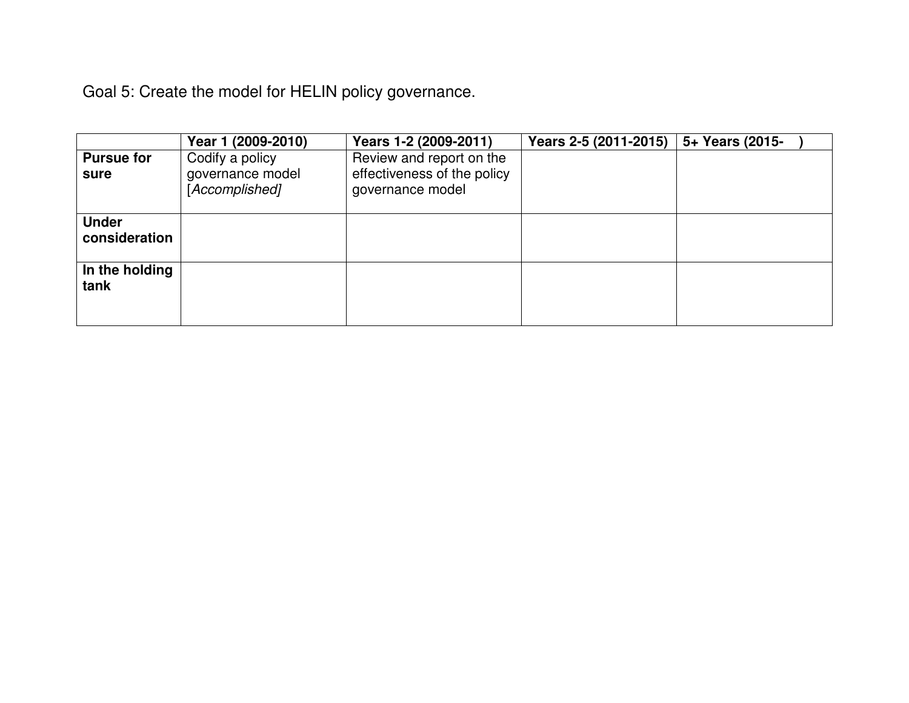Goal 5: Create the model for HELIN policy governance.

| | Year 1 (2009-2010) | Years 1-2 (2009-2011) | Years 2-5 (2011-2015) | 5+ Years (2015- ) |
|---|---|---|---|---|
| **Pursue for sure** | Codify a policy governance model [*Accomplished]* | Review and report on the effectiveness of the policy governance model | | |
| **Under consideration** | | | | |
| **In the holding tank** | | | | |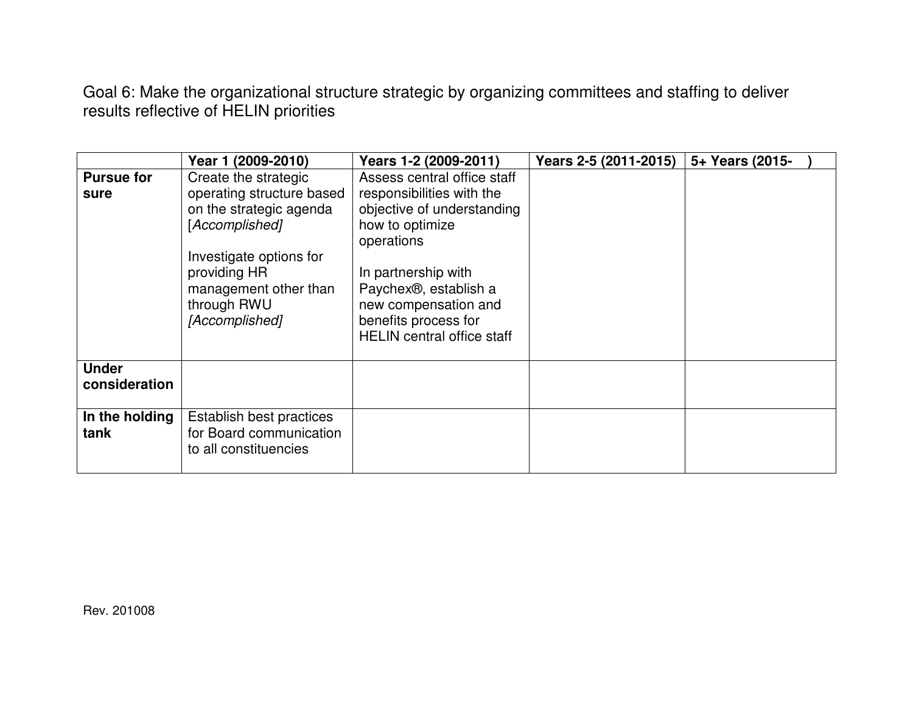Goal 6: Make the organizational structure strategic by organizing committees and staffing to deliver results reflective of HELIN priorities

| | Year 1 (2009-2010) | Years 1-2 (2009-2011) | Years 2-5 (2011-2015) | 5+ Years (2015- ) |
|---|---|---|---|---|
| **Pursue for sure** | Create the strategic operating structure based on the strategic agenda [*Accomplished]*<br><br>Investigate options for providing HR management other than through RWU *[Accomplished]* | Assess central office staff responsibilities with the objective of understanding how to optimize operations<br><br>In partnership with Paychex®, establish a new compensation and benefits process for HELIN central office staff | | |
| **Under consideration** | | | | |
| **In the holding tank** | Establish best practices for Board communication to all constituencies | | | |

Rev. 201008